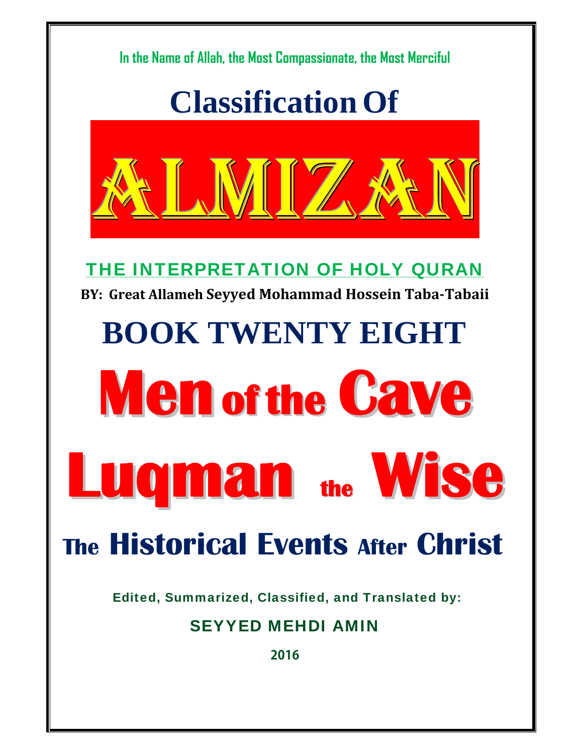In the Name of Allah, the Most Compassionate, the Most Merciful

# Classification Of

# ALMIZAN

## THE INTERPRETATION OF HOLY QURAN

**BY: Great Allameh Seyyed Mohammad Hossein Taba-Tabaii**

# BOOK TWENTY EIGHT

# Men of the Cave

# Luqman the Wise

# The Historical Events After Christ

Edited, Summarized, Classified, and Translated by:

SEYYED MEHDI AMIN

2016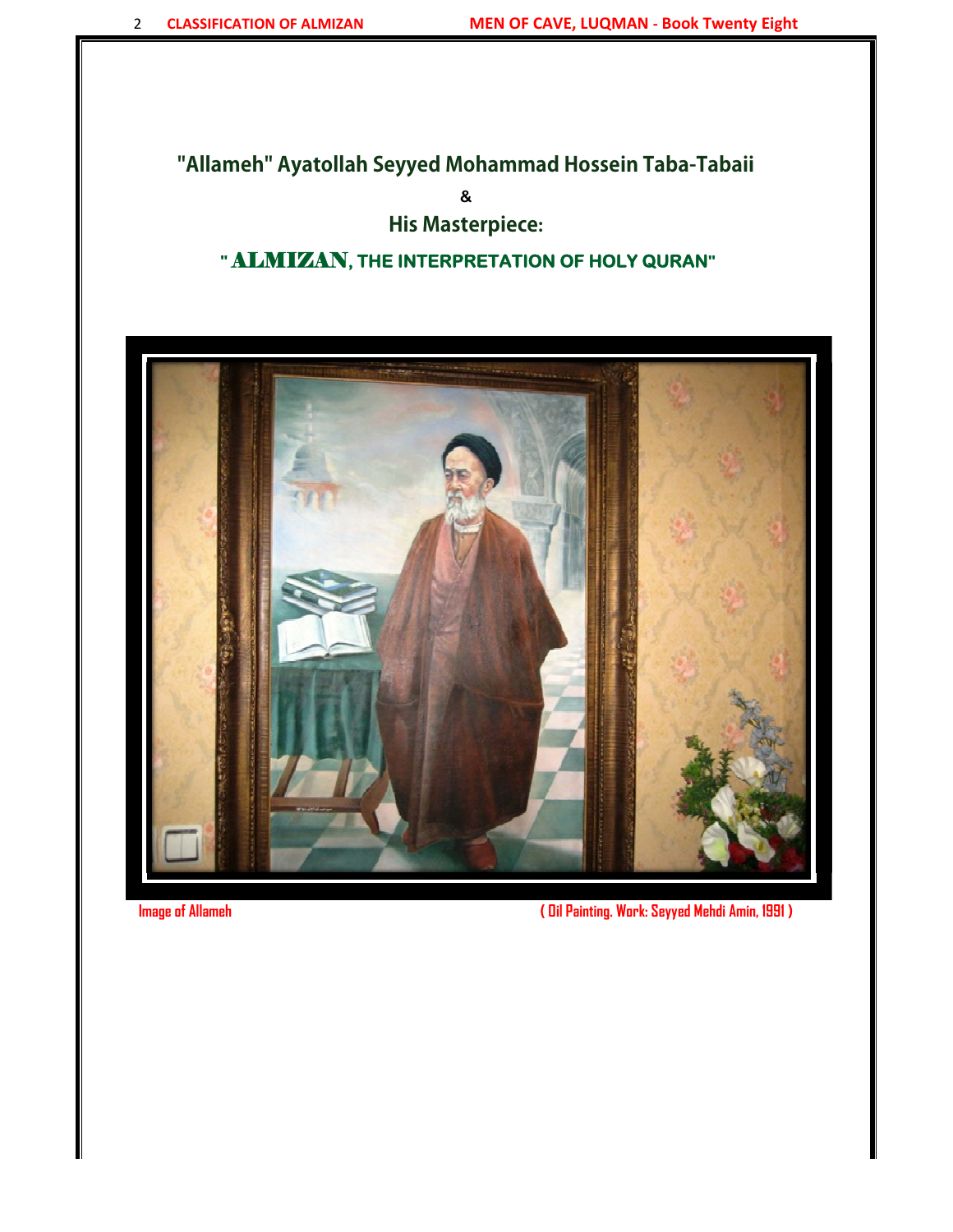## "Allameh" Ayatollah Seyyed Mohammad Hossein Taba-Tabaii

&

## His Masterpiece:

## " ALMIZAN, THE INTERPRETATION OF HOLY QURAN"

Image of Allameh ( Oil Painting. Work: Seyyed Mehdi Amin, 1991 )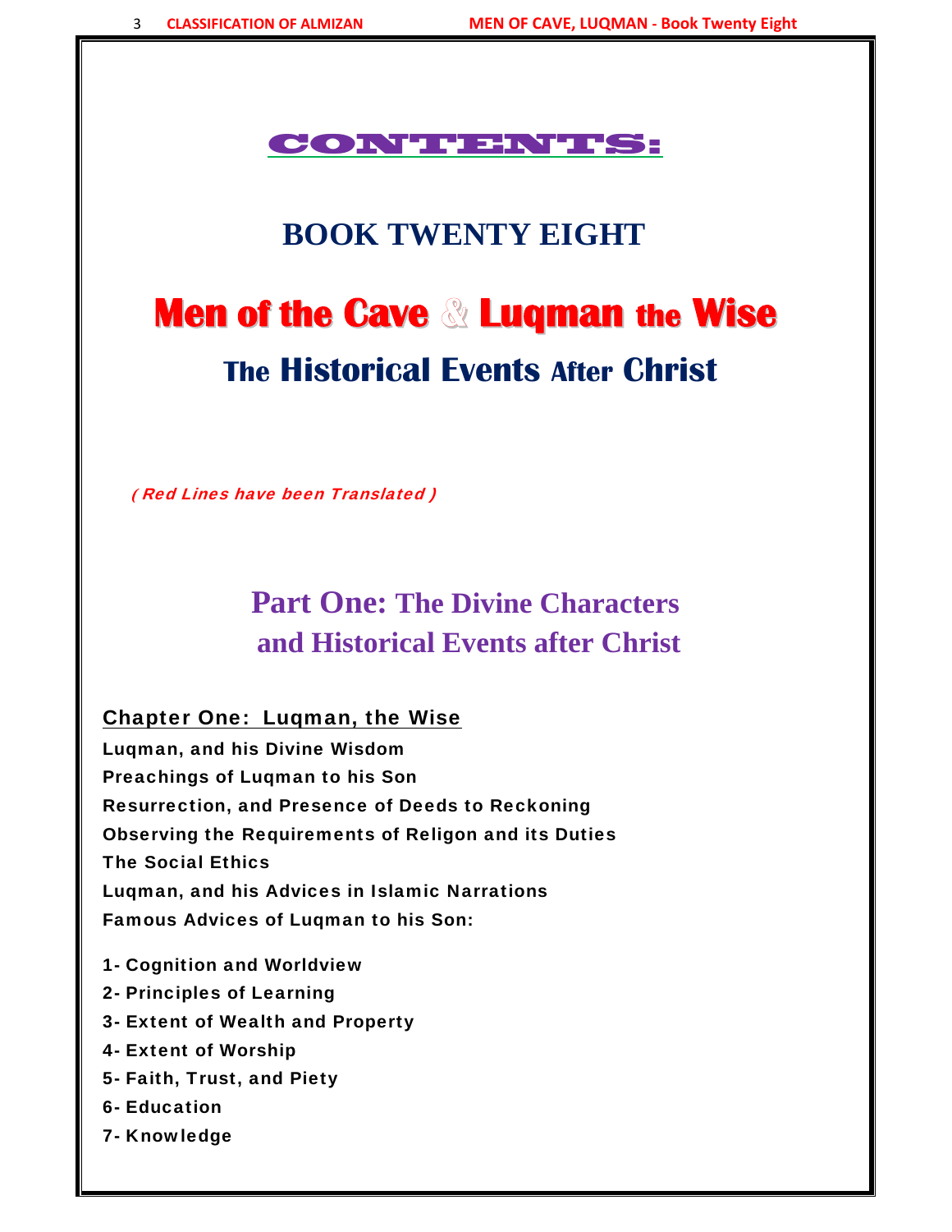# CONTENTS:

## BOOK TWENTY EIGHT

# Men of the Cave & Luqman the Wise

## The Historical Events After Christ

*( Red Lines have been Translated )*

## Part One: The Divine Characters and Historical Events after Christ

### Chapter One: Luqman, the Wise

**Luqman, and his Divine Wisdom**

**Preachings of Luqman to his Son**

**Resurrection, and Presence of Deeds to Reckoning**

**Observing the Requirements of Religon and its Duties**

**The Social Ethics**

**Luqman, and his Advices in Islamic Narrations**

**Famous Advices of Luqman to his Son:**

**1- Cognition and Worldview**

**2- Principles of Learning**

**3- Extent of Wealth and Property**

**4- Extent of Worship**

**5- Faith, Trust, and Piety**

**6- Education**

**7- Knowledge**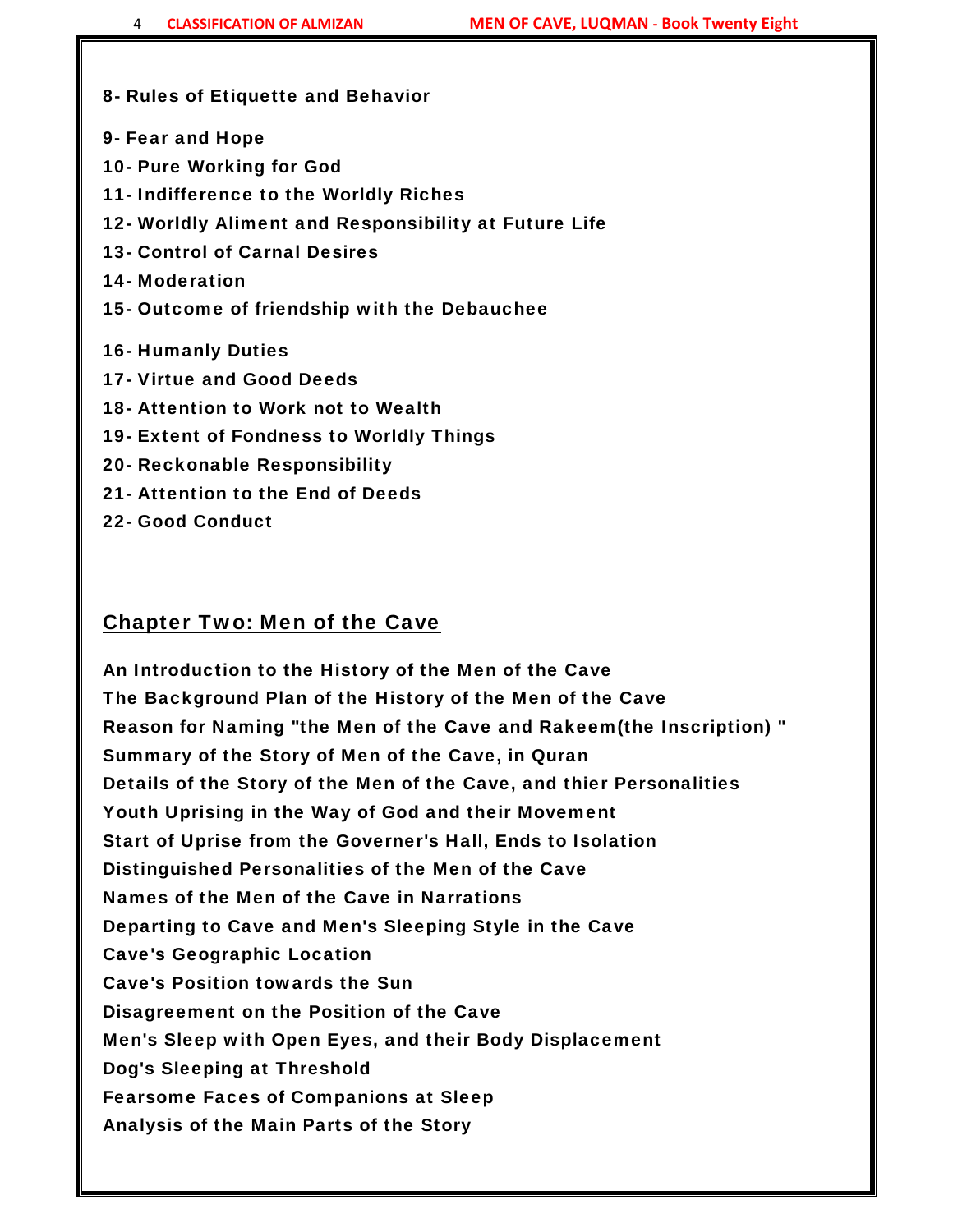**8- Rules of Etiquette and Behavior**

**9- Fear and Hope**

**10- Pure Working for God**

**11- Indifference to the Worldly Riches**

**12- Worldly Aliment and Responsibility at Future Life**

**13- Control of Carnal Desires**

**14- Moderation**

**15- Outcome of friendship with the Debauchee**

**16- Humanly Duties**

**17- Virtue and Good Deeds**

**18- Attention to Work not to Wealth**

**19- Extent of Fondness to Worldly Things**

**20- Reckonable Responsibility**

**21- Attention to the End of Deeds**

**22- Good Conduct**

## Chapter Two: Men of the Cave

**An Introduction to the History of the Men of the Cave**

**The Background Plan of the History of the Men of the Cave**

**Reason for Naming "the Men of the Cave and Rakeem(the Inscription) "**

**Summary of the Story of Men of the Cave, in Quran**

**Details of the Story of the Men of the Cave, and thier Personalities**

**Youth Uprising in the Way of God and their Movement**

**Start of Uprise from the Governer's Hall, Ends to Isolation**

**Distinguished Personalities of the Men of the Cave**

**Names of the Men of the Cave in Narrations**

**Departing to Cave and Men's Sleeping Style in the Cave**

**Cave's Geographic Location**

**Cave's Position towards the Sun**

**Disagreement on the Position of the Cave**

**Men's Sleep with Open Eyes, and their Body Displacement**

**Dog's Sleeping at Threshold**

**Fearsome Faces of Companions at Sleep**

**Analysis of the Main Parts of the Story**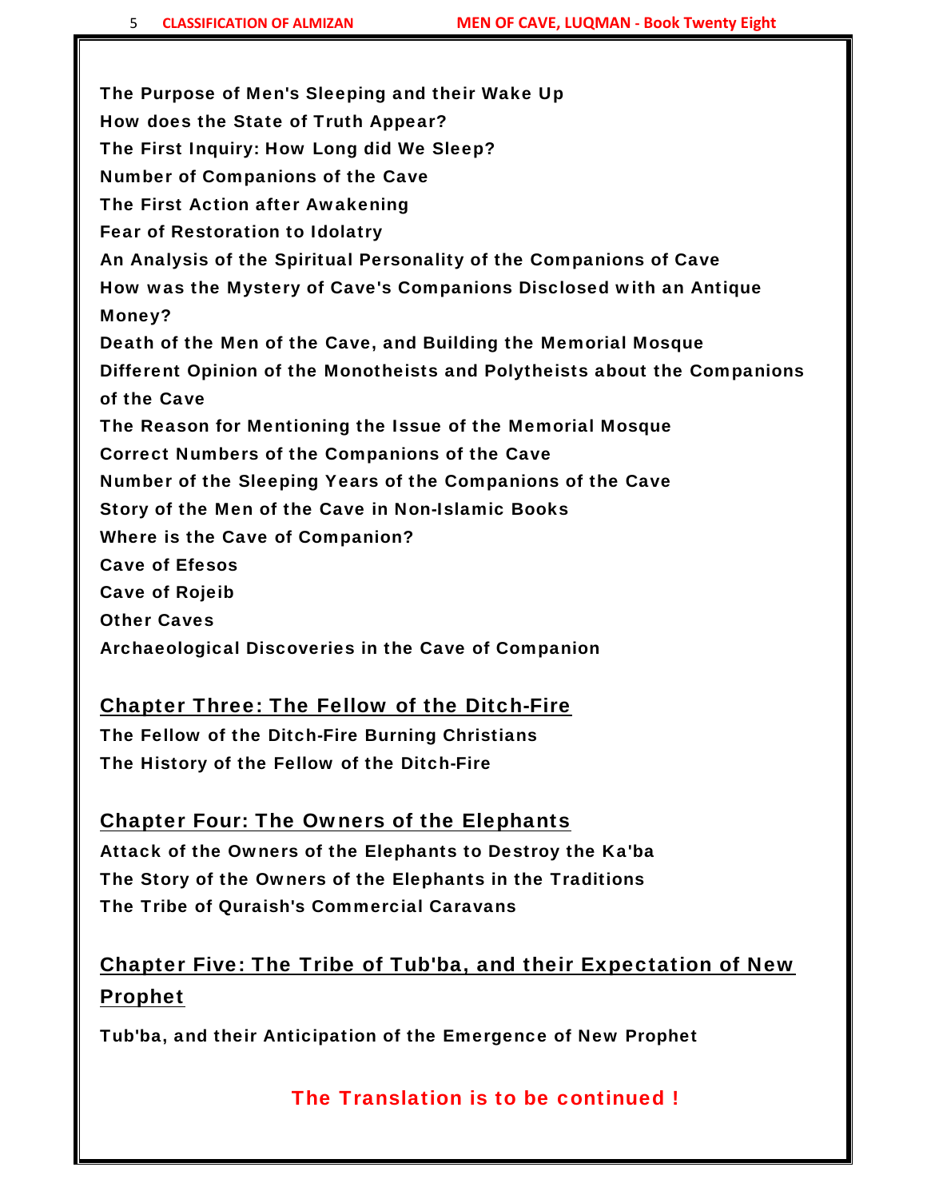**The Purpose of Men's Sleeping and their Wake Up**

**How does the State of Truth Appear?**

**The First Inquiry: How Long did We Sleep?**

**Number of Companions of the Cave**

**The First Action after Awakening**

**Fear of Restoration to Idolatry**

**An Analysis of the Spiritual Personality of the Companions of Cave**

**How was the Mystery of Cave's Companions Disclosed with an Antique Money?**

**Death of the Men of the Cave, and Building the Memorial Mosque**

**Different Opinion of the Monotheists and Polytheists about the Companions of the Cave**

**The Reason for Mentioning the Issue of the Memorial Mosque**

**Correct Numbers of the Companions of the Cave**

**Number of the Sleeping Years of the Companions of the Cave**

**Story of the Men of the Cave in Non-Islamic Books**

**Where is the Cave of Companion?**

**Cave of Efesos**

**Cave of Rojeib**

**Other Caves**

**Archaeological Discoveries in the Cave of Companion**

## Chapter Three: The Fellow of the Ditch-Fire

**The Fellow of the Ditch-Fire Burning Christians**

**The History of the Fellow of the Ditch-Fire**

## Chapter Four: The Owners of the Elephants

**Attack of the Owners of the Elephants to Destroy the Ka'ba**

**The Story of the Owners of the Elephants in the Traditions**

**The Tribe of Quraish's Commercial Caravans**

## Chapter Five: The Tribe of Tub'ba, and their Expectation of New Prophet

**Tub'ba, and their Anticipation of the Emergence of New Prophet**

**The Translation is to be continued !**